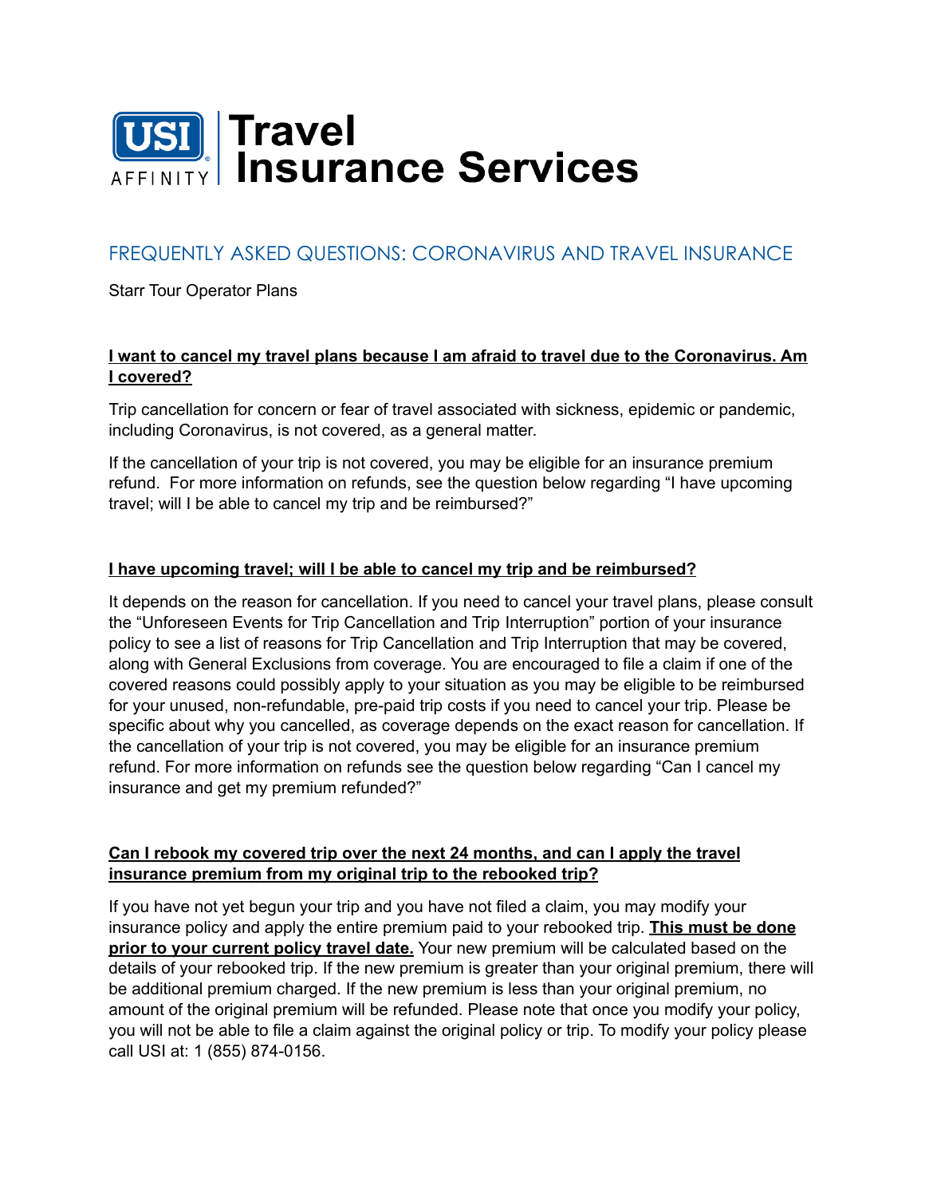# USI AFFINITY | Travel Insurance Services

## FREQUENTLY ASKED QUESTIONS: CORONAVIRUS AND TRAVEL INSURANCE

Starr Tour Operator Plans

**I want to cancel my travel plans because I am afraid to travel due to the Coronavirus. Am I covered?**

Trip cancellation for concern or fear of travel associated with sickness, epidemic or pandemic, including Coronavirus, is not covered, as a general matter.

If the cancellation of your trip is not covered, you may be eligible for an insurance premium refund. For more information on refunds, see the question below regarding "I have upcoming travel; will I be able to cancel my trip and be reimbursed?"

**I have upcoming travel; will I be able to cancel my trip and be reimbursed?**

It depends on the reason for cancellation. If you need to cancel your travel plans, please consult the "Unforeseen Events for Trip Cancellation and Trip Interruption" portion of your insurance policy to see a list of reasons for Trip Cancellation and Trip Interruption that may be covered, along with General Exclusions from coverage. You are encouraged to file a claim if one of the covered reasons could possibly apply to your situation as you may be eligible to be reimbursed for your unused, non-refundable, pre-paid trip costs if you need to cancel your trip. Please be specific about why you cancelled, as coverage depends on the exact reason for cancellation. If the cancellation of your trip is not covered, you may be eligible for an insurance premium refund. For more information on refunds see the question below regarding "Can I cancel my insurance and get my premium refunded?"

**Can I rebook my covered trip over the next 24 months, and can I apply the travel insurance premium from my original trip to the rebooked trip?**

If you have not yet begun your trip and you have not filed a claim, you may modify your insurance policy and apply the entire premium paid to your rebooked trip. **This must be done prior to your current policy travel date.** Your new premium will be calculated based on the details of your rebooked trip. If the new premium is greater than your original premium, there will be additional premium charged. If the new premium is less than your original premium, no amount of the original premium will be refunded. Please note that once you modify your policy, you will not be able to file a claim against the original policy or trip. To modify your policy please call USI at: 1 (855) 874-0156.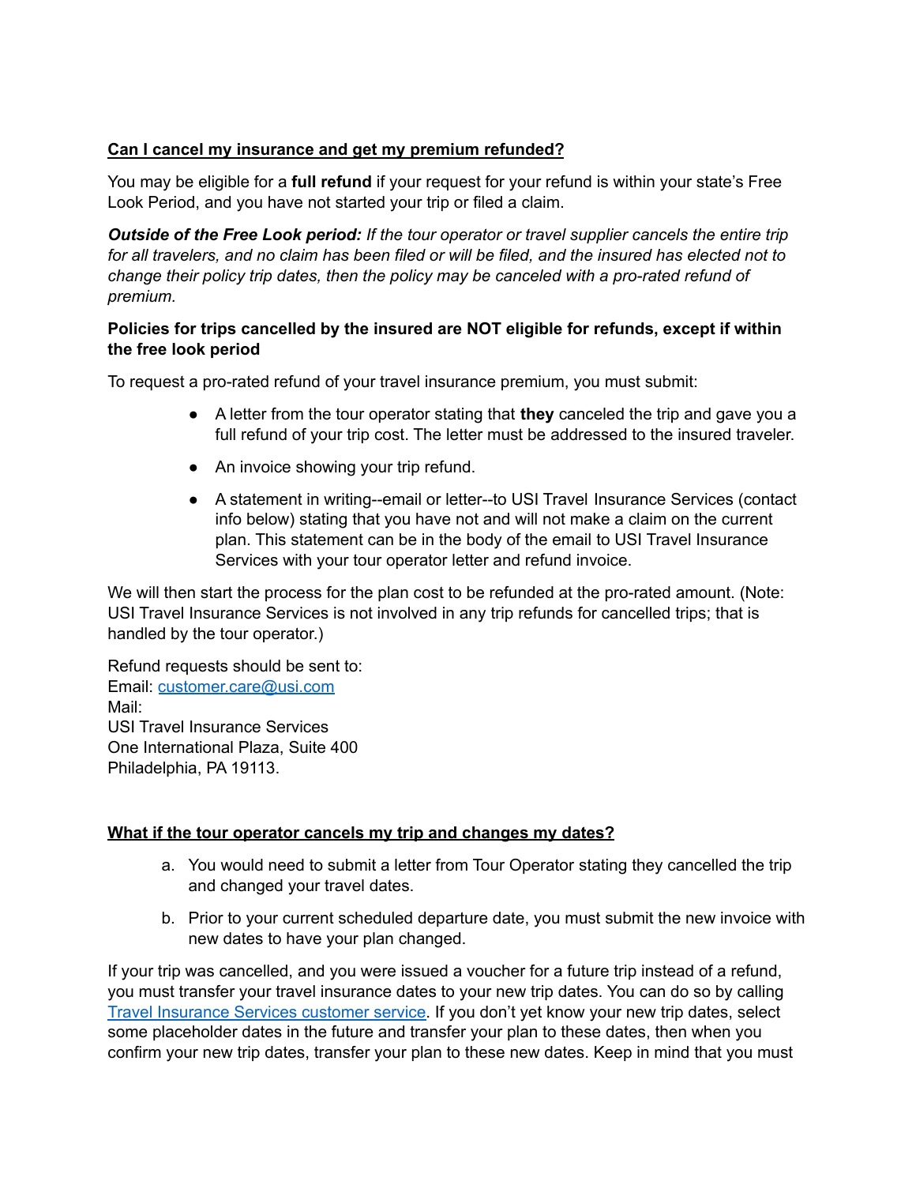**Can I cancel my insurance and get my premium refunded?**

You may be eligible for a **full refund** if your request for your refund is within your state's Free Look Period, and you have not started your trip or filed a claim.

***Outside of the Free Look period:*** *If the tour operator or travel supplier cancels the entire trip for all travelers, and no claim has been filed or will be filed, and the insured has elected not to change their policy trip dates, then the policy may be canceled with a pro-rated refund of premium.*

**Policies for trips cancelled by the insured are NOT eligible for refunds, except if within the free look period**

To request a pro-rated refund of your travel insurance premium, you must submit:

- A letter from the tour operator stating that **they** canceled the trip and gave you a full refund of your trip cost. The letter must be addressed to the insured traveler.
- An invoice showing your trip refund.
- A statement in writing--email or letter--to USI Travel Insurance Services (contact info below) stating that you have not and will not make a claim on the current plan. This statement can be in the body of the email to USI Travel Insurance Services with your tour operator letter and refund invoice.

We will then start the process for the plan cost to be refunded at the pro-rated amount. (Note: USI Travel Insurance Services is not involved in any trip refunds for cancelled trips; that is handled by the tour operator.)

Refund requests should be sent to:
Email: customer.care@usi.com
Mail:
USI Travel Insurance Services
One International Plaza, Suite 400
Philadelphia, PA 19113.

**What if the tour operator cancels my trip and changes my dates?**

a. You would need to submit a letter from Tour Operator stating they cancelled the trip and changed your travel dates.
b. Prior to your current scheduled departure date, you must submit the new invoice with new dates to have your plan changed.

If your trip was cancelled, and you were issued a voucher for a future trip instead of a refund, you must transfer your travel insurance dates to your new trip dates. You can do so by calling Travel Insurance Services customer service. If you don't yet know your new trip dates, select some placeholder dates in the future and transfer your plan to these dates, then when you confirm your new trip dates, transfer your plan to these new dates. Keep in mind that you must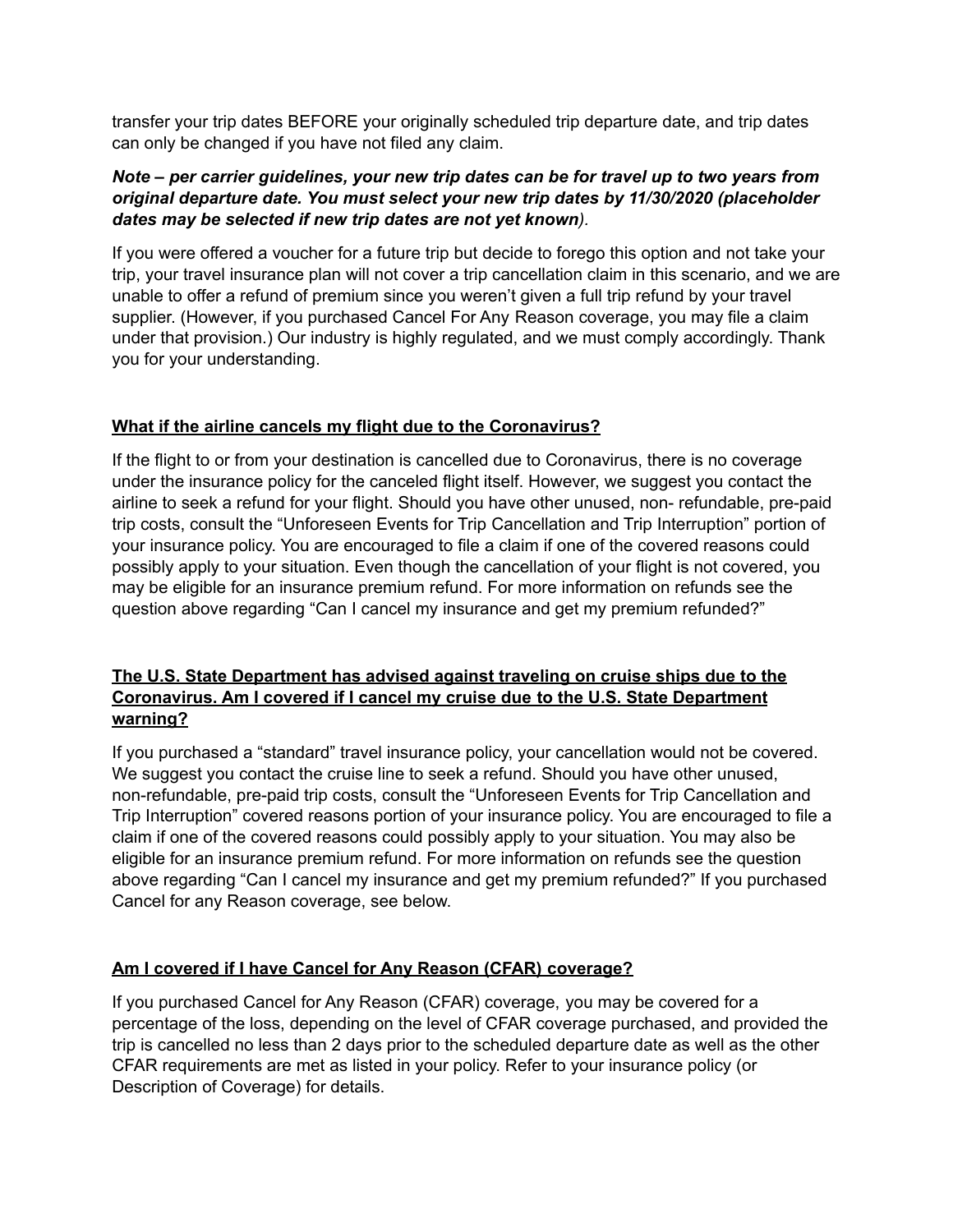transfer your trip dates BEFORE your originally scheduled trip departure date, and trip dates can only be changed if you have not filed any claim.

***Note – per carrier guidelines, your new trip dates can be for travel up to two years from original departure date. You must select your new trip dates by 11/30/2020 (placeholder dates may be selected if new trip dates are not yet known).***

If you were offered a voucher for a future trip but decide to forego this option and not take your trip, your travel insurance plan will not cover a trip cancellation claim in this scenario, and we are unable to offer a refund of premium since you weren't given a full trip refund by your travel supplier. (However, if you purchased Cancel For Any Reason coverage, you may file a claim under that provision.) Our industry is highly regulated, and we must comply accordingly. Thank you for your understanding.

## **What if the airline cancels my flight due to the Coronavirus?**

If the flight to or from your destination is cancelled due to Coronavirus, there is no coverage under the insurance policy for the canceled flight itself. However, we suggest you contact the airline to seek a refund for your flight. Should you have other unused, non- refundable, pre-paid trip costs, consult the "Unforeseen Events for Trip Cancellation and Trip Interruption" portion of your insurance policy. You are encouraged to file a claim if one of the covered reasons could possibly apply to your situation. Even though the cancellation of your flight is not covered, you may be eligible for an insurance premium refund. For more information on refunds see the question above regarding "Can I cancel my insurance and get my premium refunded?"

## **The U.S. State Department has advised against traveling on cruise ships due to the Coronavirus. Am I covered if I cancel my cruise due to the U.S. State Department warning?**

If you purchased a "standard" travel insurance policy, your cancellation would not be covered. We suggest you contact the cruise line to seek a refund. Should you have other unused, non-refundable, pre-paid trip costs, consult the "Unforeseen Events for Trip Cancellation and Trip Interruption" covered reasons portion of your insurance policy. You are encouraged to file a claim if one of the covered reasons could possibly apply to your situation. You may also be eligible for an insurance premium refund. For more information on refunds see the question above regarding "Can I cancel my insurance and get my premium refunded?" If you purchased Cancel for any Reason coverage, see below.

## **Am I covered if I have Cancel for Any Reason (CFAR) coverage?**

If you purchased Cancel for Any Reason (CFAR) coverage, you may be covered for a percentage of the loss, depending on the level of CFAR coverage purchased, and provided the trip is cancelled no less than 2 days prior to the scheduled departure date as well as the other CFAR requirements are met as listed in your policy. Refer to your insurance policy (or Description of Coverage) for details.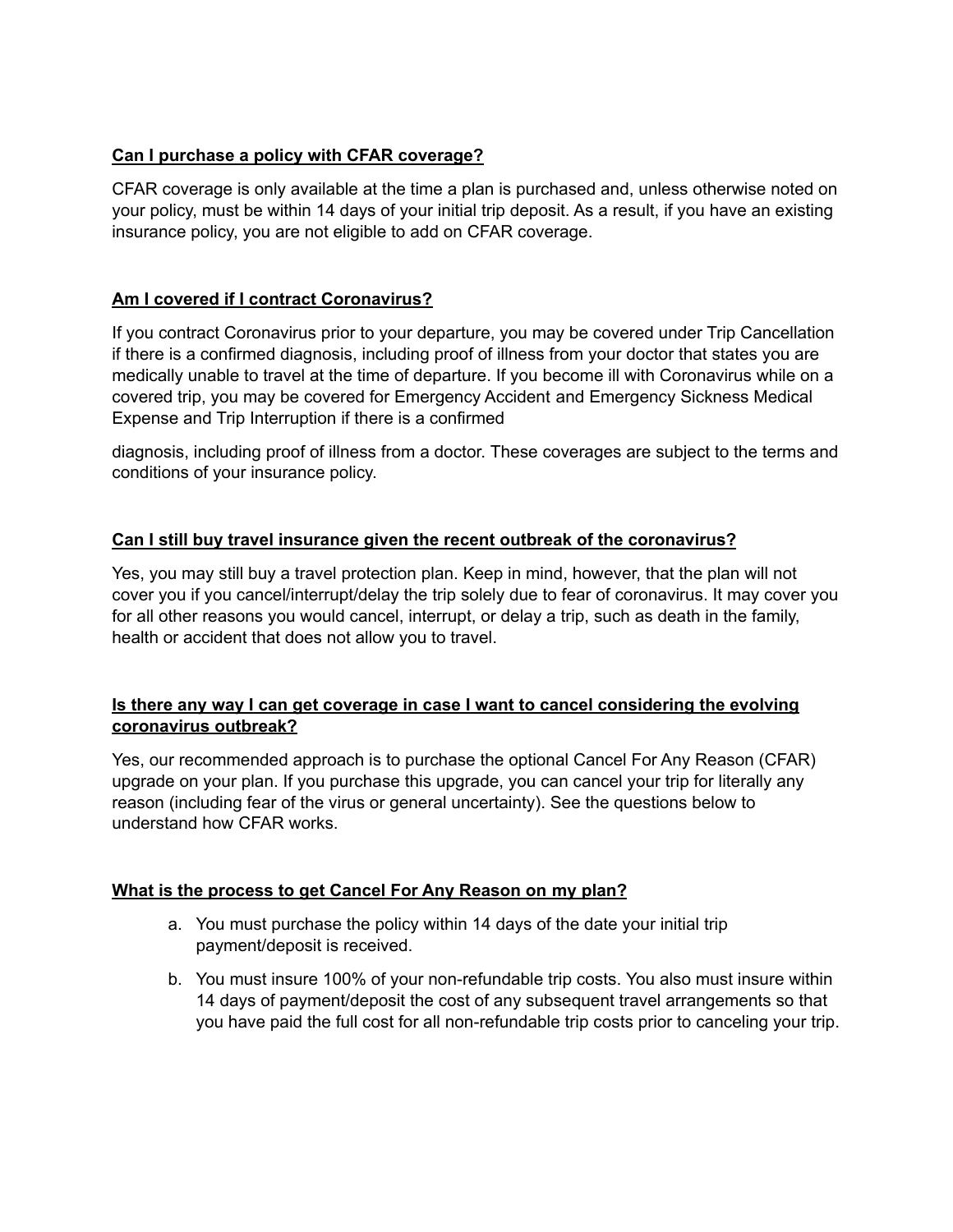**Can I purchase a policy with CFAR coverage?**

CFAR coverage is only available at the time a plan is purchased and, unless otherwise noted on your policy, must be within 14 days of your initial trip deposit. As a result, if you have an existing insurance policy, you are not eligible to add on CFAR coverage.

**Am I covered if I contract Coronavirus?**

If you contract Coronavirus prior to your departure, you may be covered under Trip Cancellation if there is a confirmed diagnosis, including proof of illness from your doctor that states you are medically unable to travel at the time of departure. If you become ill with Coronavirus while on a covered trip, you may be covered for Emergency Accident and Emergency Sickness Medical Expense and Trip Interruption if there is a confirmed diagnosis, including proof of illness from a doctor. These coverages are subject to the terms and conditions of your insurance policy.

**Can I still buy travel insurance given the recent outbreak of the coronavirus?**

Yes, you may still buy a travel protection plan. Keep in mind, however, that the plan will not cover you if you cancel/interrupt/delay the trip solely due to fear of coronavirus. It may cover you for all other reasons you would cancel, interrupt, or delay a trip, such as death in the family, health or accident that does not allow you to travel.

**Is there any way I can get coverage in case I want to cancel considering the evolving coronavirus outbreak?**

Yes, our recommended approach is to purchase the optional Cancel For Any Reason (CFAR) upgrade on your plan. If you purchase this upgrade, you can cancel your trip for literally any reason (including fear of the virus or general uncertainty). See the questions below to understand how CFAR works.

**What is the process to get Cancel For Any Reason on my plan?**

a. You must purchase the policy within 14 days of the date your initial trip payment/deposit is received.

b. You must insure 100% of your non-refundable trip costs. You also must insure within 14 days of payment/deposit the cost of any subsequent travel arrangements so that you have paid the full cost for all non-refundable trip costs prior to canceling your trip.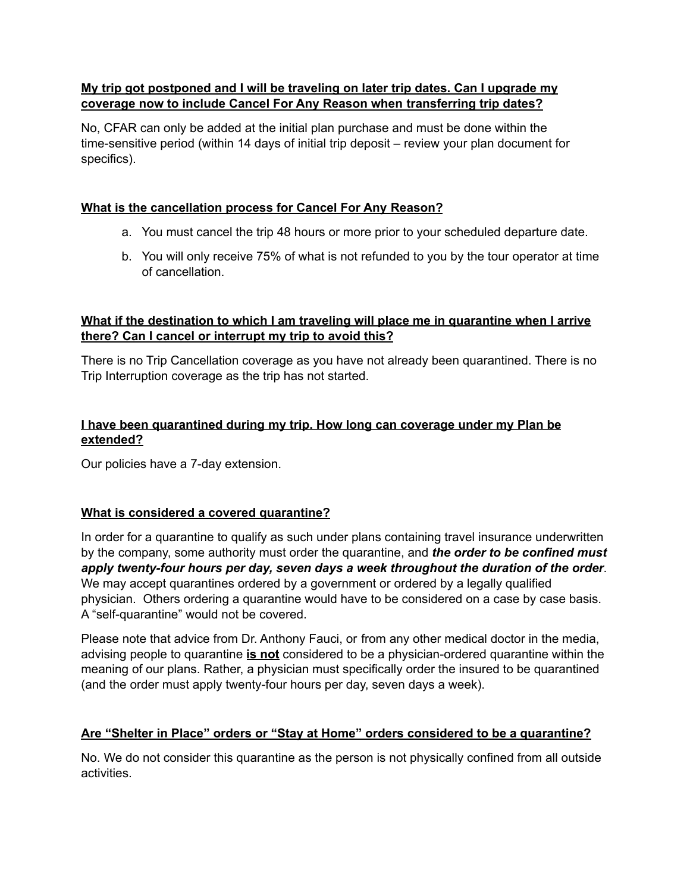**<u>My trip got postponed and I will be traveling on later trip dates. Can I upgrade my coverage now to include Cancel For Any Reason when transferring trip dates?</u>**

No, CFAR can only be added at the initial plan purchase and must be done within the time-sensitive period (within 14 days of initial trip deposit – review your plan document for specifics).

**<u>What is the cancellation process for Cancel For Any Reason?</u>**

a. You must cancel the trip 48 hours or more prior to your scheduled departure date.
b. You will only receive 75% of what is not refunded to you by the tour operator at time of cancellation.

**<u>What if the destination to which I am traveling will place me in quarantine when I arrive there? Can I cancel or interrupt my trip to avoid this?</u>**

There is no Trip Cancellation coverage as you have not already been quarantined. There is no Trip Interruption coverage as the trip has not started.

**<u>I have been quarantined during my trip. How long can coverage under my Plan be extended?</u>**

Our policies have a 7-day extension.

**<u>What is considered a covered quarantine?</u>**

In order for a quarantine to qualify as such under plans containing travel insurance underwritten by the company, some authority must order the quarantine, and ***the order to be confined must apply twenty-four hours per day, seven days a week throughout the duration of the order***. We may accept quarantines ordered by a government or ordered by a legally qualified physician. Others ordering a quarantine would have to be considered on a case by case basis. A "self-quarantine" would not be covered.

Please note that advice from Dr. Anthony Fauci, or from any other medical doctor in the media, advising people to quarantine **<u>is not</u>** considered to be a physician-ordered quarantine within the meaning of our plans. Rather, a physician must specifically order the insured to be quarantined (and the order must apply twenty-four hours per day, seven days a week).

**<u>Are "Shelter in Place" orders or "Stay at Home" orders considered to be a quarantine?</u>**

No. We do not consider this quarantine as the person is not physically confined from all outside activities.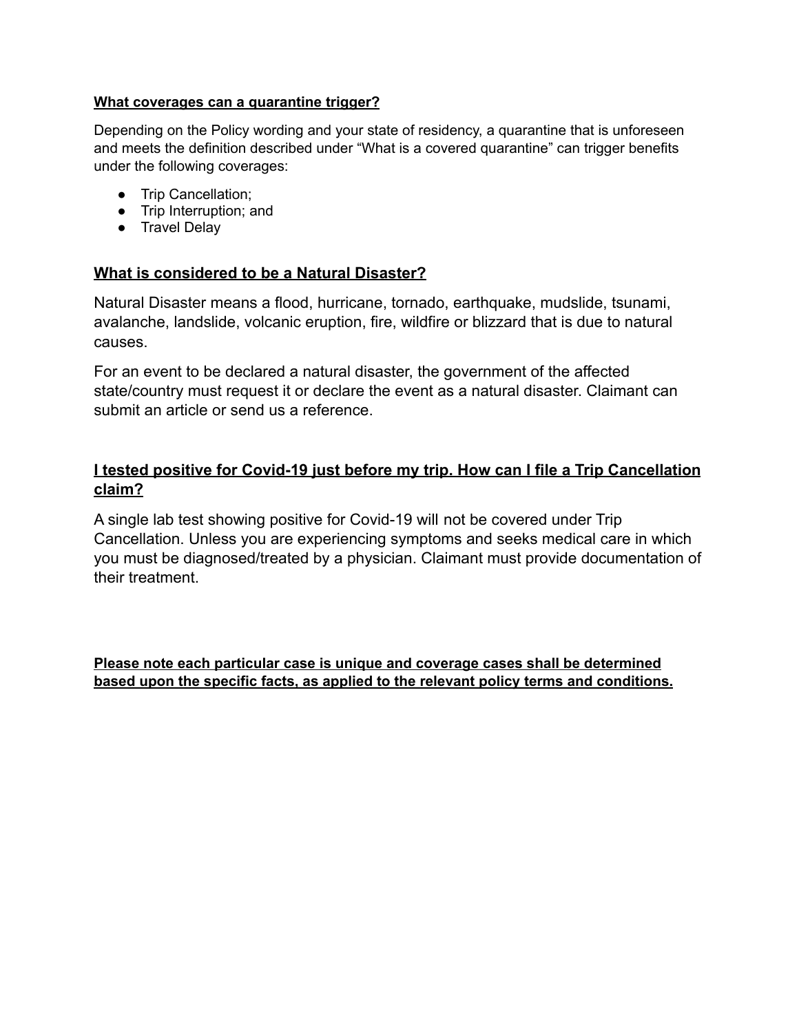**What coverages can a quarantine trigger?**

Depending on the Policy wording and your state of residency, a quarantine that is unforeseen and meets the definition described under "What is a covered quarantine" can trigger benefits under the following coverages:

- Trip Cancellation;
- Trip Interruption; and
- Travel Delay

## What is considered to be a Natural Disaster?

Natural Disaster means a flood, hurricane, tornado, earthquake, mudslide, tsunami, avalanche, landslide, volcanic eruption, fire, wildfire or blizzard that is due to natural causes.

For an event to be declared a natural disaster, the government of the affected state/country must request it or declare the event as a natural disaster. Claimant can submit an article or send us a reference.

## I tested positive for Covid-19 just before my trip. How can I file a Trip Cancellation claim?

A single lab test showing positive for Covid-19 will not be covered under Trip Cancellation. Unless you are experiencing symptoms and seeks medical care in which you must be diagnosed/treated by a physician. Claimant must provide documentation of their treatment.

**Please note each particular case is unique and coverage cases shall be determined based upon the specific facts, as applied to the relevant policy terms and conditions.**